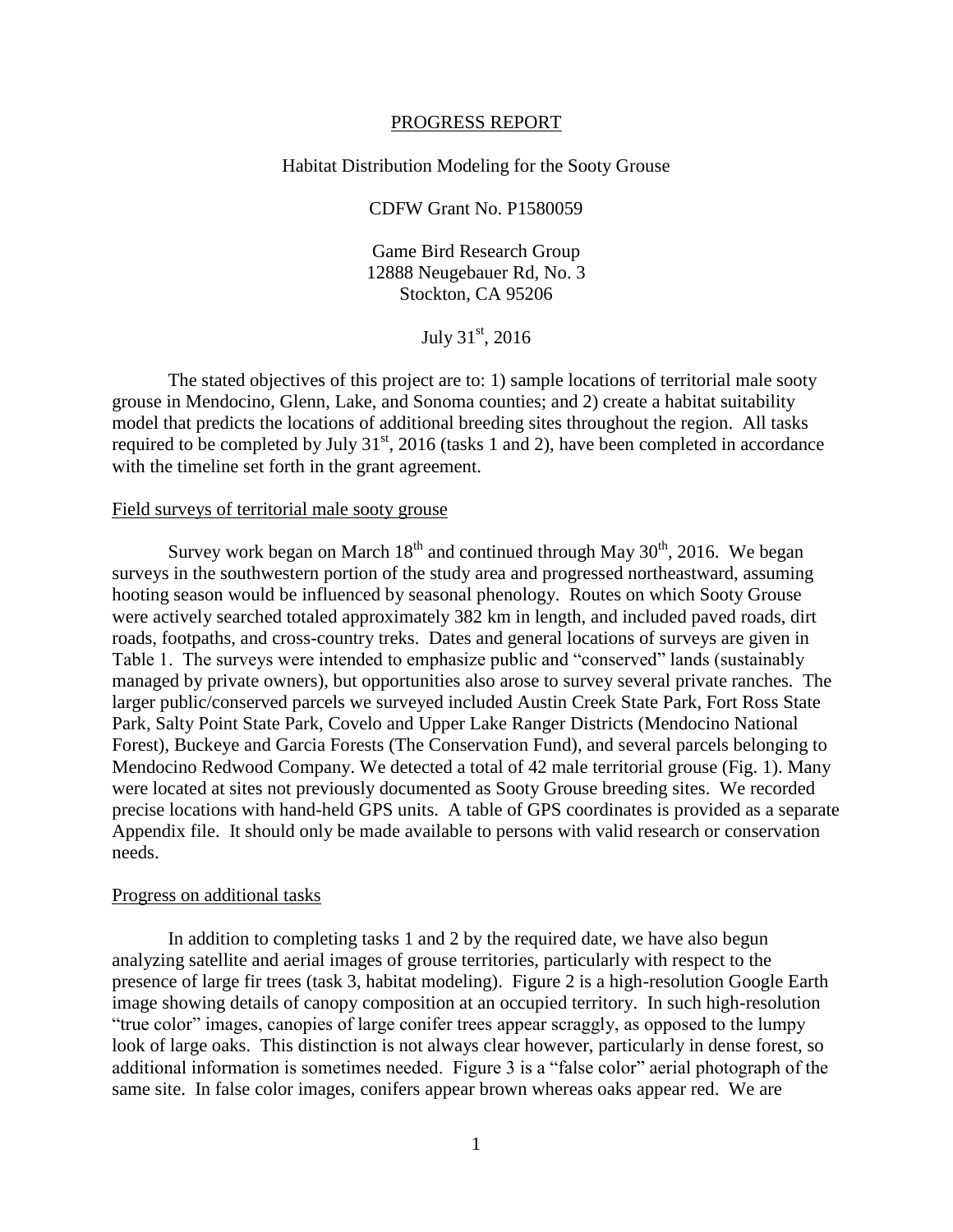# PROGRESS REPORT

## Habitat Distribution Modeling for the Sooty Grouse

CDFW Grant No. P1580059

Game Bird Research Group
12888 Neugebauer Rd, No. 3
Stockton, CA 95206

July 31st, 2016

The stated objectives of this project are to: 1) sample locations of territorial male sooty grouse in Mendocino, Glenn, Lake, and Sonoma counties; and 2) create a habitat suitability model that predicts the locations of additional breeding sites throughout the region. All tasks required to be completed by July 31st, 2016 (tasks 1 and 2), have been completed in accordance with the timeline set forth in the grant agreement.

### Field surveys of territorial male sooty grouse

Survey work began on March 18th and continued through May 30th, 2016. We began surveys in the southwestern portion of the study area and progressed northeastward, assuming hooting season would be influenced by seasonal phenology. Routes on which Sooty Grouse were actively searched totaled approximately 382 km in length, and included paved roads, dirt roads, footpaths, and cross-country treks. Dates and general locations of surveys are given in Table 1. The surveys were intended to emphasize public and "conserved" lands (sustainably managed by private owners), but opportunities also arose to survey several private ranches. The larger public/conserved parcels we surveyed included Austin Creek State Park, Fort Ross State Park, Salty Point State Park, Covelo and Upper Lake Ranger Districts (Mendocino National Forest), Buckeye and Garcia Forests (The Conservation Fund), and several parcels belonging to Mendocino Redwood Company. We detected a total of 42 male territorial grouse (Fig. 1). Many were located at sites not previously documented as Sooty Grouse breeding sites. We recorded precise locations with hand-held GPS units. A table of GPS coordinates is provided as a separate Appendix file. It should only be made available to persons with valid research or conservation needs.

### Progress on additional tasks

In addition to completing tasks 1 and 2 by the required date, we have also begun analyzing satellite and aerial images of grouse territories, particularly with respect to the presence of large fir trees (task 3, habitat modeling). Figure 2 is a high-resolution Google Earth image showing details of canopy composition at an occupied territory. In such high-resolution "true color" images, canopies of large conifer trees appear scraggly, as opposed to the lumpy look of large oaks. This distinction is not always clear however, particularly in dense forest, so additional information is sometimes needed. Figure 3 is a "false color" aerial photograph of the same site. In false color images, conifers appear brown whereas oaks appear red. We are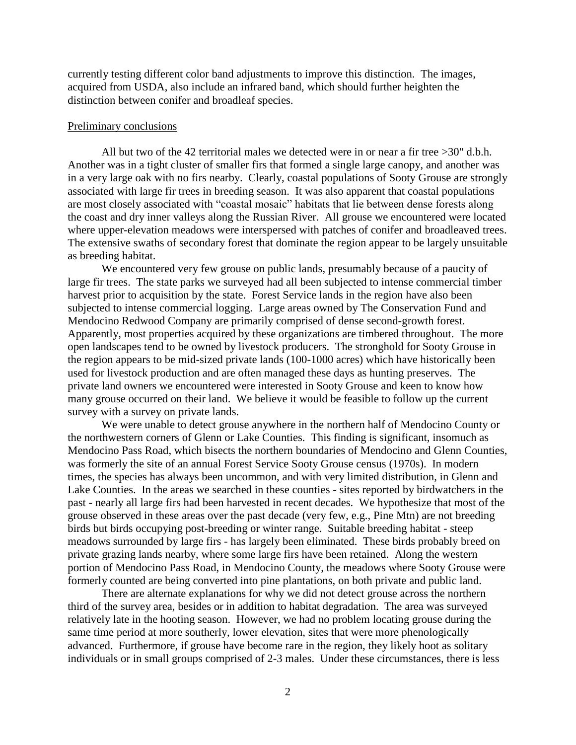currently testing different color band adjustments to improve this distinction. The images, acquired from USDA, also include an infrared band, which should further heighten the distinction between conifer and broadleaf species.

Preliminary conclusions

All but two of the 42 territorial males we detected were in or near a fir tree >30" d.b.h. Another was in a tight cluster of smaller firs that formed a single large canopy, and another was in a very large oak with no firs nearby. Clearly, coastal populations of Sooty Grouse are strongly associated with large fir trees in breeding season. It was also apparent that coastal populations are most closely associated with "coastal mosaic" habitats that lie between dense forests along the coast and dry inner valleys along the Russian River. All grouse we encountered were located where upper-elevation meadows were interspersed with patches of conifer and broadleaved trees. The extensive swaths of secondary forest that dominate the region appear to be largely unsuitable as breeding habitat.

We encountered very few grouse on public lands, presumably because of a paucity of large fir trees. The state parks we surveyed had all been subjected to intense commercial timber harvest prior to acquisition by the state. Forest Service lands in the region have also been subjected to intense commercial logging. Large areas owned by The Conservation Fund and Mendocino Redwood Company are primarily comprised of dense second-growth forest. Apparently, most properties acquired by these organizations are timbered throughout. The more open landscapes tend to be owned by livestock producers. The stronghold for Sooty Grouse in the region appears to be mid-sized private lands (100-1000 acres) which have historically been used for livestock production and are often managed these days as hunting preserves. The private land owners we encountered were interested in Sooty Grouse and keen to know how many grouse occurred on their land. We believe it would be feasible to follow up the current survey with a survey on private lands.

We were unable to detect grouse anywhere in the northern half of Mendocino County or the northwestern corners of Glenn or Lake Counties. This finding is significant, insomuch as Mendocino Pass Road, which bisects the northern boundaries of Mendocino and Glenn Counties, was formerly the site of an annual Forest Service Sooty Grouse census (1970s). In modern times, the species has always been uncommon, and with very limited distribution, in Glenn and Lake Counties. In the areas we searched in these counties - sites reported by birdwatchers in the past - nearly all large firs had been harvested in recent decades. We hypothesize that most of the grouse observed in these areas over the past decade (very few, e.g., Pine Mtn) are not breeding birds but birds occupying post-breeding or winter range. Suitable breeding habitat - steep meadows surrounded by large firs - has largely been eliminated. These birds probably breed on private grazing lands nearby, where some large firs have been retained. Along the western portion of Mendocino Pass Road, in Mendocino County, the meadows where Sooty Grouse were formerly counted are being converted into pine plantations, on both private and public land.

There are alternate explanations for why we did not detect grouse across the northern third of the survey area, besides or in addition to habitat degradation. The area was surveyed relatively late in the hooting season. However, we had no problem locating grouse during the same time period at more southerly, lower elevation, sites that were more phenologically advanced. Furthermore, if grouse have become rare in the region, they likely hoot as solitary individuals or in small groups comprised of 2-3 males. Under these circumstances, there is less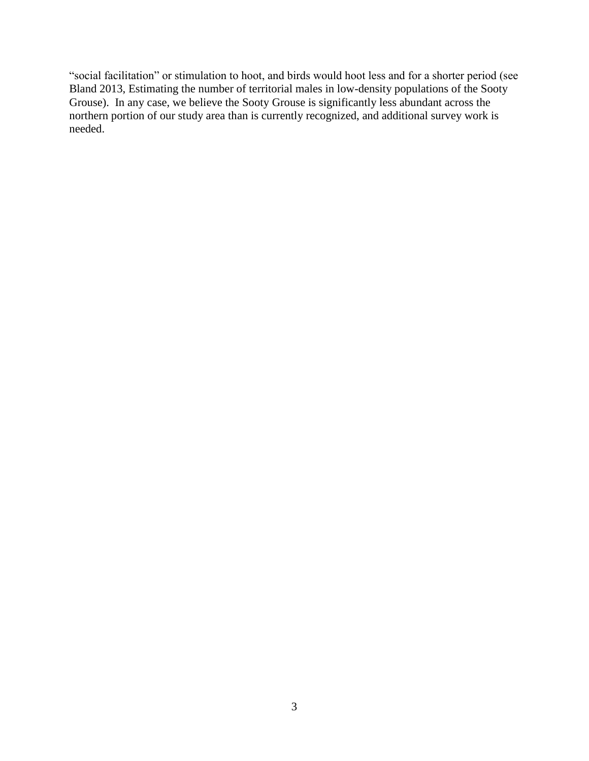"social facilitation" or stimulation to hoot, and birds would hoot less and for a shorter period (see Bland 2013, Estimating the number of territorial males in low-density populations of the Sooty Grouse). In any case, we believe the Sooty Grouse is significantly less abundant across the northern portion of our study area than is currently recognized, and additional survey work is needed.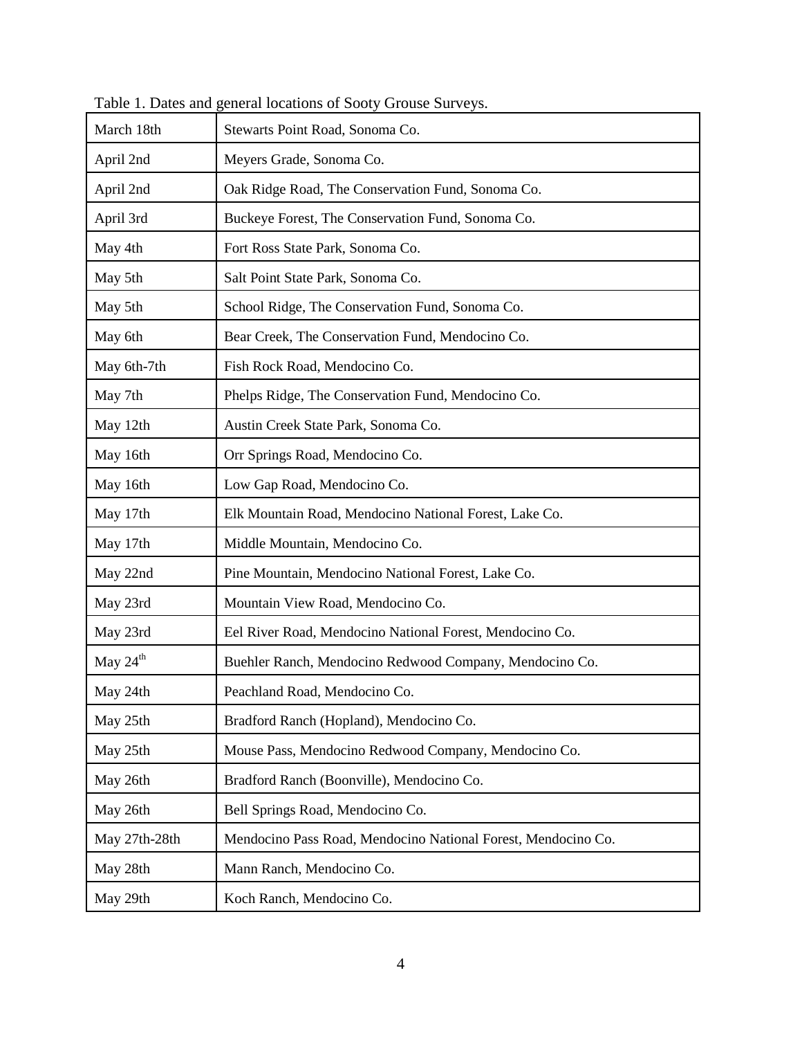Table 1. Dates and general locations of Sooty Grouse Surveys.

| | |
|---|---|
| March 18th | Stewarts Point Road, Sonoma Co. |
| April 2nd | Meyers Grade, Sonoma Co. |
| April 2nd | Oak Ridge Road, The Conservation Fund, Sonoma Co. |
| April 3rd | Buckeye Forest, The Conservation Fund, Sonoma Co. |
| May 4th | Fort Ross State Park, Sonoma Co. |
| May 5th | Salt Point State Park, Sonoma Co. |
| May 5th | School Ridge, The Conservation Fund, Sonoma Co. |
| May 6th | Bear Creek, The Conservation Fund, Mendocino Co. |
| May 6th-7th | Fish Rock Road, Mendocino Co. |
| May 7th | Phelps Ridge, The Conservation Fund, Mendocino Co. |
| May 12th | Austin Creek State Park, Sonoma Co. |
| May 16th | Orr Springs Road, Mendocino Co. |
| May 16th | Low Gap Road, Mendocino Co. |
| May 17th | Elk Mountain Road, Mendocino National Forest, Lake Co. |
| May 17th | Middle Mountain, Mendocino Co. |
| May 22nd | Pine Mountain, Mendocino National Forest, Lake Co. |
| May 23rd | Mountain View Road, Mendocino Co. |
| May 23rd | Eel River Road, Mendocino National Forest, Mendocino Co. |
| May 24th | Buehler Ranch, Mendocino Redwood Company, Mendocino Co. |
| May 24th | Peachland Road, Mendocino Co. |
| May 25th | Bradford Ranch (Hopland), Mendocino Co. |
| May 25th | Mouse Pass, Mendocino Redwood Company, Mendocino Co. |
| May 26th | Bradford Ranch (Boonville), Mendocino Co. |
| May 26th | Bell Springs Road, Mendocino Co. |
| May 27th-28th | Mendocino Pass Road, Mendocino National Forest, Mendocino Co. |
| May 28th | Mann Ranch, Mendocino Co. |
| May 29th | Koch Ranch, Mendocino Co. |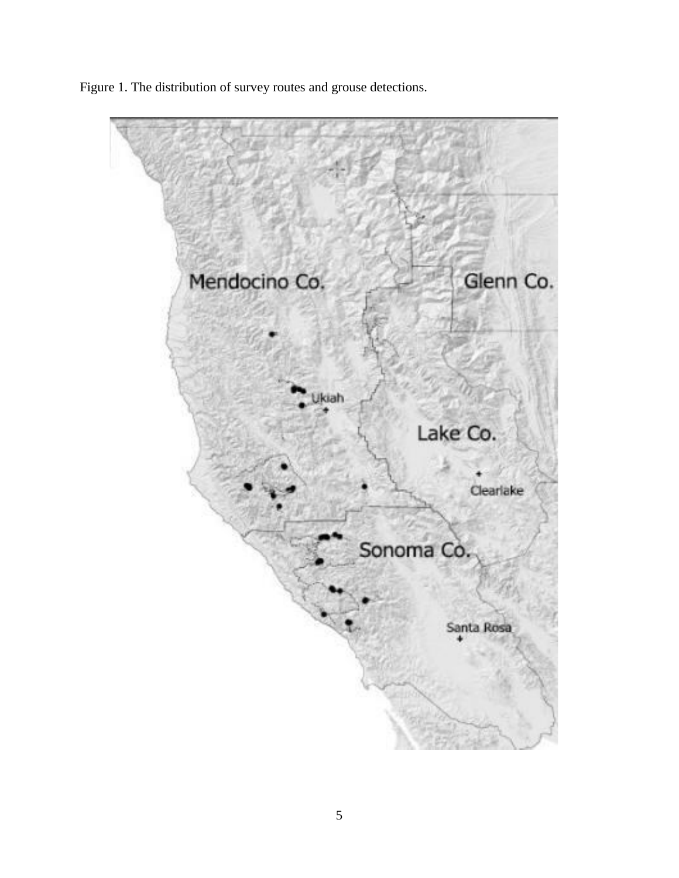Figure 1. The distribution of survey routes and grouse detections.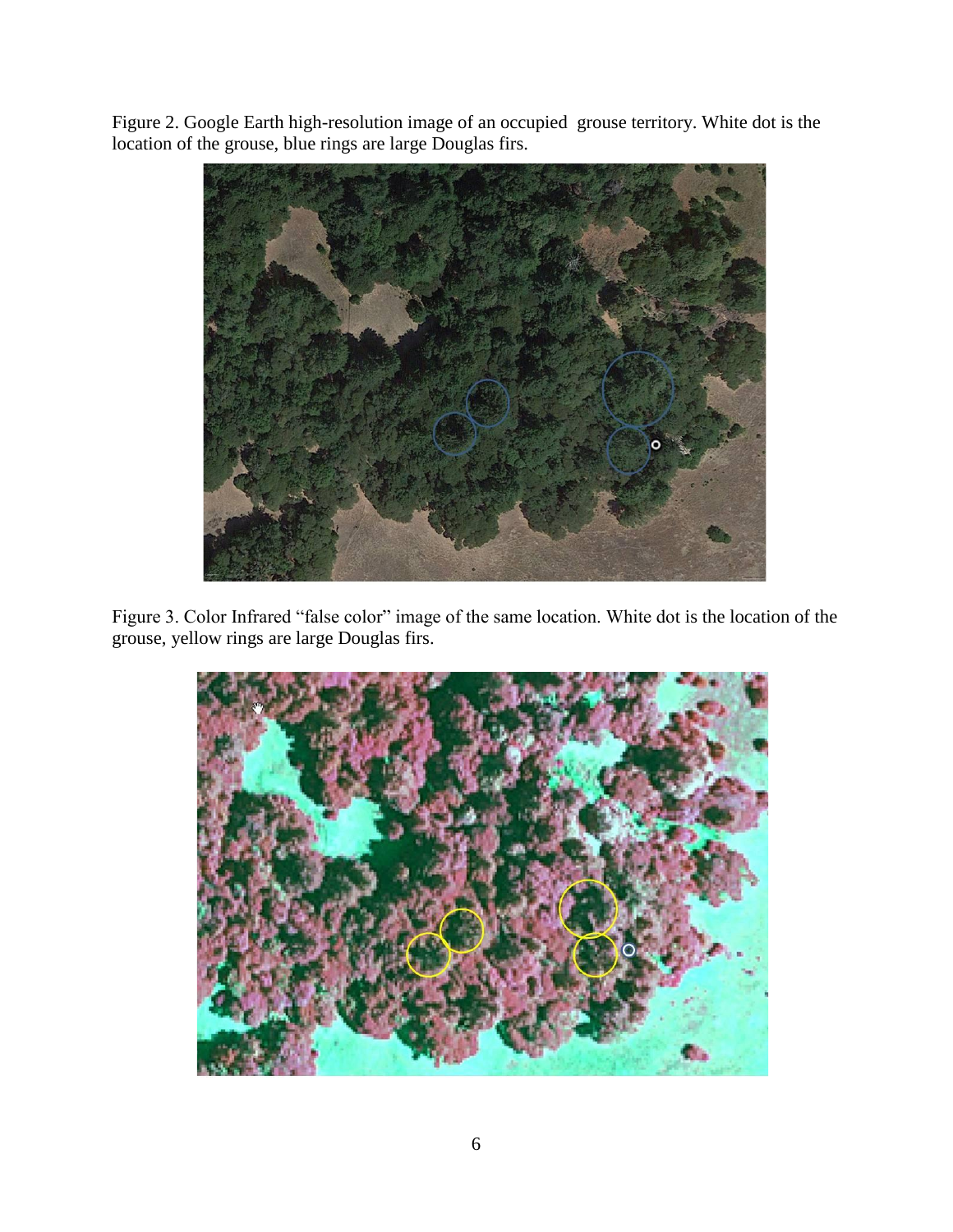Figure 2. Google Earth high-resolution image of an occupied grouse territory. White dot is the location of the grouse, blue rings are large Douglas firs.

Figure 3. Color Infrared "false color" image of the same location. White dot is the location of the grouse, yellow rings are large Douglas firs.